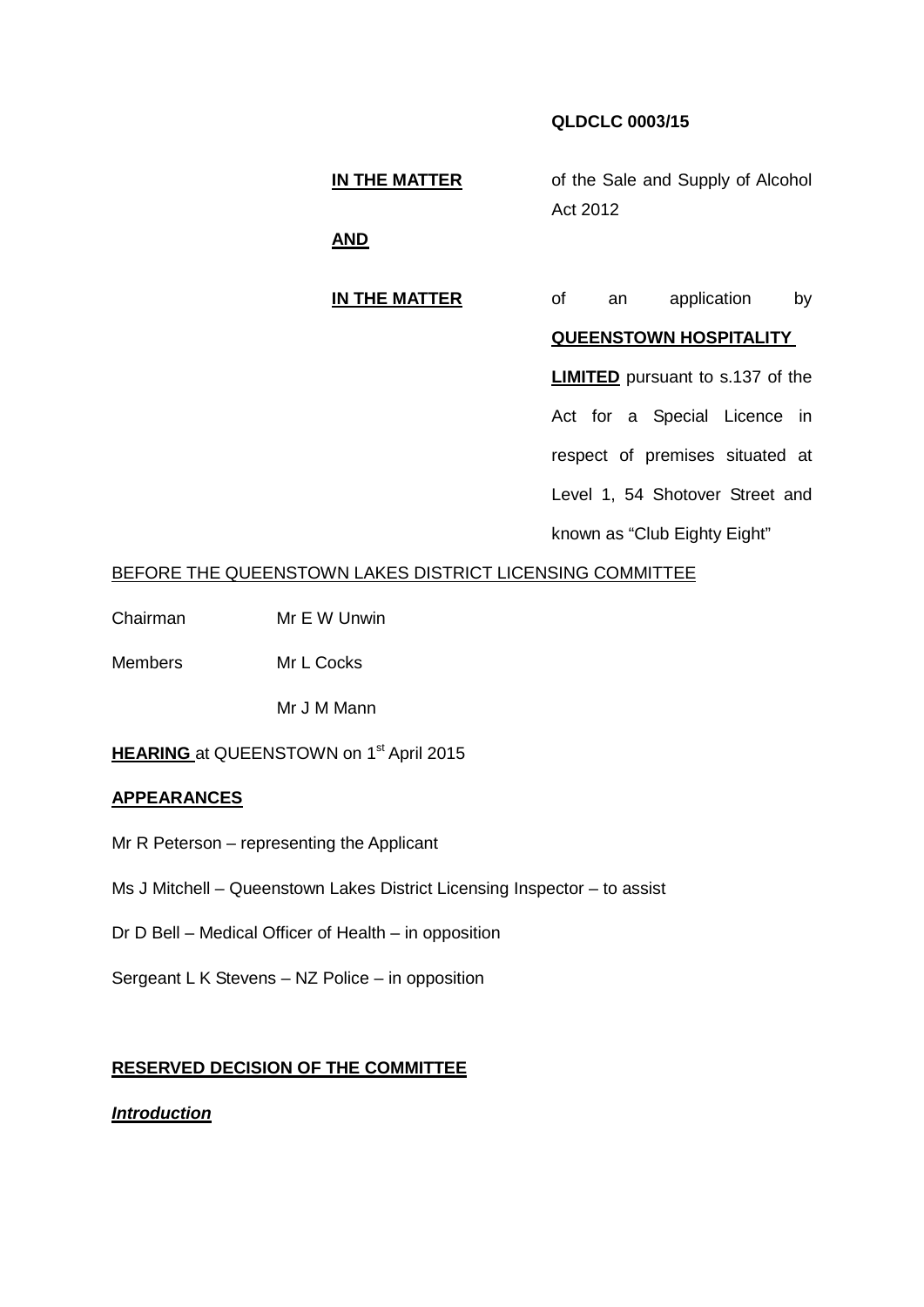**QLDCLC 0003/15**

**IN THE MATTER** of the Sale and Supply of Alcohol Act 2012

**AND**

**IN THE MATTER** of an application by **QUEENSTOWN HOSPITALITY LIMITED** pursuant to s.137 of the Act for a Special Licence in respect of premises situated at Level 1, 54 Shotover Street and known as "Club Eighty Eight"

BEFORE THE QUEENSTOWN LAKES DISTRICT LICENSING COMMITTEE

Chairman Mr E W Unwin

Members Mr L Cocks

Mr J M Mann

**HEARING** at QUEENSTOWN on 1st April 2015

**APPEARANCES**

Mr R Peterson – representing the Applicant

Ms J Mitchell – Queenstown Lakes District Licensing Inspector – to assist

Dr D Bell – Medical Officer of Health – in opposition

Sergeant L K Stevens – NZ Police – in opposition

**RESERVED DECISION OF THE COMMITTEE**

***Introduction***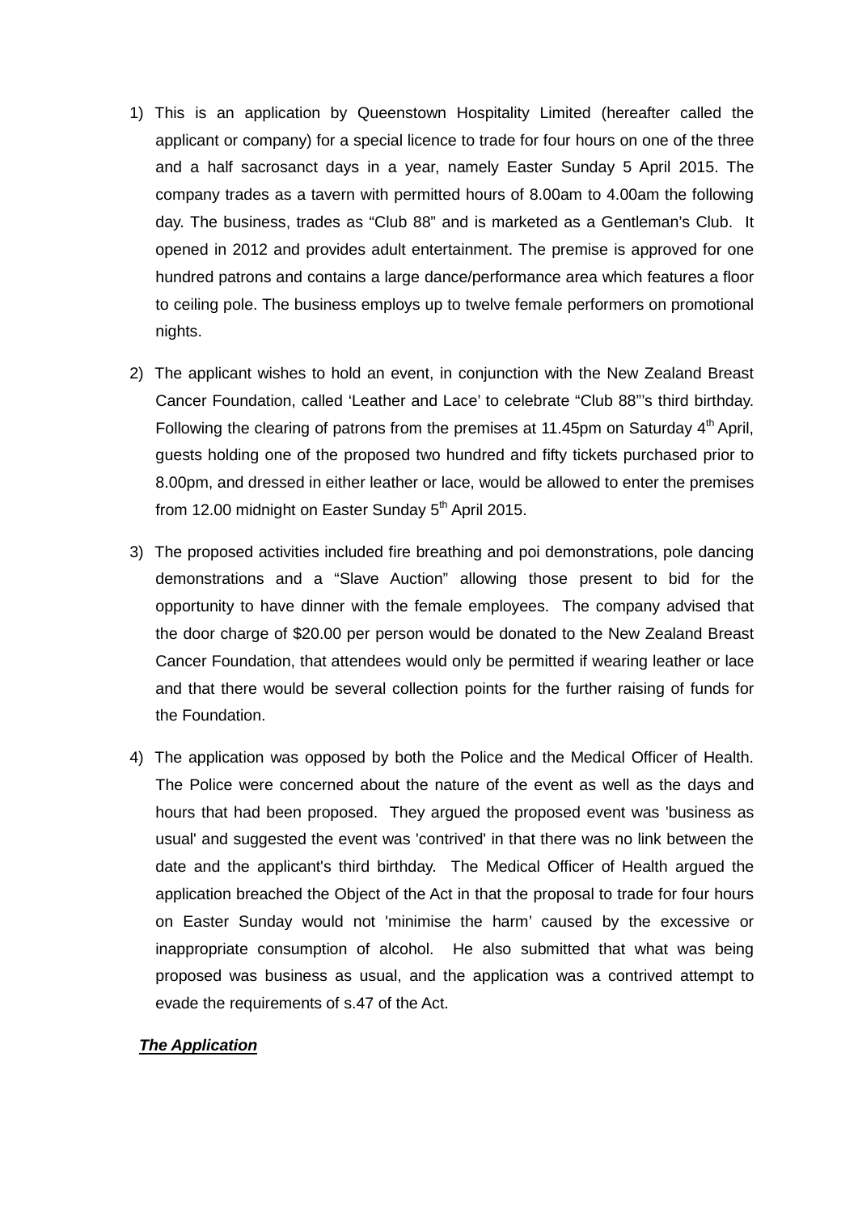1) This is an application by Queenstown Hospitality Limited (hereafter called the applicant or company) for a special licence to trade for four hours on one of the three and a half sacrosanct days in a year, namely Easter Sunday 5 April 2015. The company trades as a tavern with permitted hours of 8.00am to 4.00am the following day. The business, trades as "Club 88" and is marketed as a Gentleman's Club. It opened in 2012 and provides adult entertainment. The premise is approved for one hundred patrons and contains a large dance/performance area which features a floor to ceiling pole. The business employs up to twelve female performers on promotional nights.

2) The applicant wishes to hold an event, in conjunction with the New Zealand Breast Cancer Foundation, called 'Leather and Lace' to celebrate "Club 88"'s third birthday. Following the clearing of patrons from the premises at 11.45pm on Saturday 4th April, guests holding one of the proposed two hundred and fifty tickets purchased prior to 8.00pm, and dressed in either leather or lace, would be allowed to enter the premises from 12.00 midnight on Easter Sunday 5th April 2015.

3) The proposed activities included fire breathing and poi demonstrations, pole dancing demonstrations and a "Slave Auction" allowing those present to bid for the opportunity to have dinner with the female employees. The company advised that the door charge of $20.00 per person would be donated to the New Zealand Breast Cancer Foundation, that attendees would only be permitted if wearing leather or lace and that there would be several collection points for the further raising of funds for the Foundation.

4) The application was opposed by both the Police and the Medical Officer of Health. The Police were concerned about the nature of the event as well as the days and hours that had been proposed. They argued the proposed event was 'business as usual' and suggested the event was 'contrived' in that there was no link between the date and the applicant's third birthday. The Medical Officer of Health argued the application breached the Object of the Act in that the proposal to trade for four hours on Easter Sunday would not 'minimise the harm' caused by the excessive or inappropriate consumption of alcohol. He also submitted that what was being proposed was business as usual, and the application was a contrived attempt to evade the requirements of s.47 of the Act.

***The Application***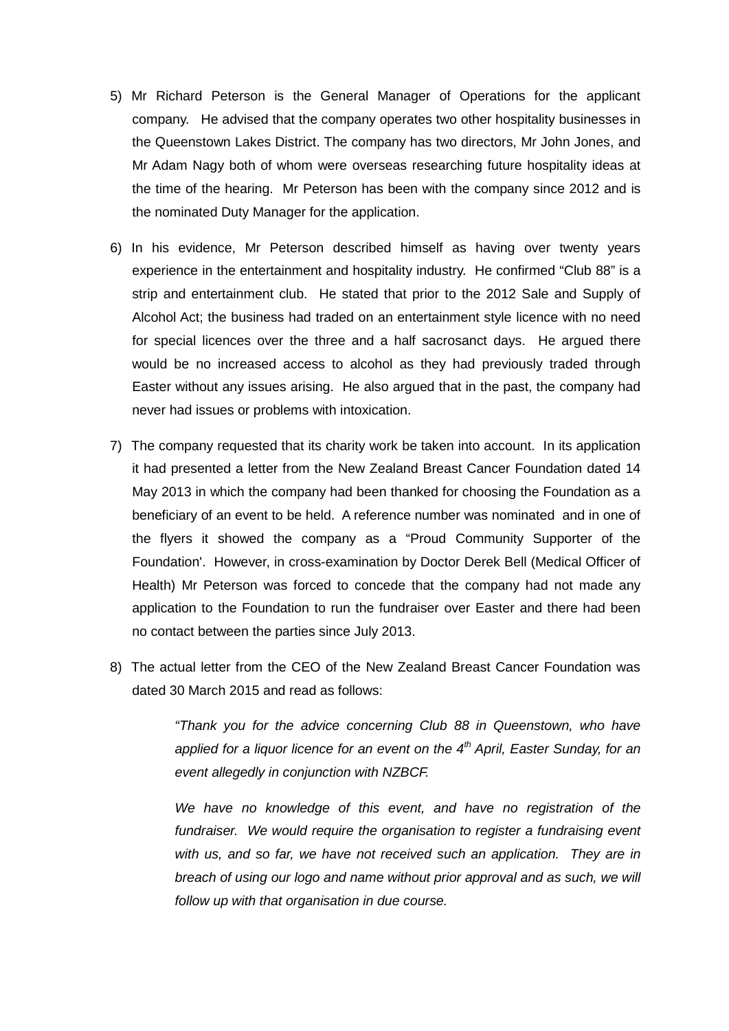5) Mr Richard Peterson is the General Manager of Operations for the applicant company. He advised that the company operates two other hospitality businesses in the Queenstown Lakes District. The company has two directors, Mr John Jones, and Mr Adam Nagy both of whom were overseas researching future hospitality ideas at the time of the hearing. Mr Peterson has been with the company since 2012 and is the nominated Duty Manager for the application.

6) In his evidence, Mr Peterson described himself as having over twenty years experience in the entertainment and hospitality industry. He confirmed "Club 88" is a strip and entertainment club. He stated that prior to the 2012 Sale and Supply of Alcohol Act; the business had traded on an entertainment style licence with no need for special licences over the three and a half sacrosanct days. He argued there would be no increased access to alcohol as they had previously traded through Easter without any issues arising. He also argued that in the past, the company had never had issues or problems with intoxication.

7) The company requested that its charity work be taken into account. In its application it had presented a letter from the New Zealand Breast Cancer Foundation dated 14 May 2013 in which the company had been thanked for choosing the Foundation as a beneficiary of an event to be held. A reference number was nominated and in one of the flyers it showed the company as a "Proud Community Supporter of the Foundation'. However, in cross-examination by Doctor Derek Bell (Medical Officer of Health) Mr Peterson was forced to concede that the company had not made any application to the Foundation to run the fundraiser over Easter and there had been no contact between the parties since July 2013.

8) The actual letter from the CEO of the New Zealand Breast Cancer Foundation was dated 30 March 2015 and read as follows:

> *"Thank you for the advice concerning Club 88 in Queenstown, who have applied for a liquor licence for an event on the 4th April, Easter Sunday, for an event allegedly in conjunction with NZBCF.*
>
> *We have no knowledge of this event, and have no registration of the fundraiser. We would require the organisation to register a fundraising event with us, and so far, we have not received such an application. They are in breach of using our logo and name without prior approval and as such, we will follow up with that organisation in due course.*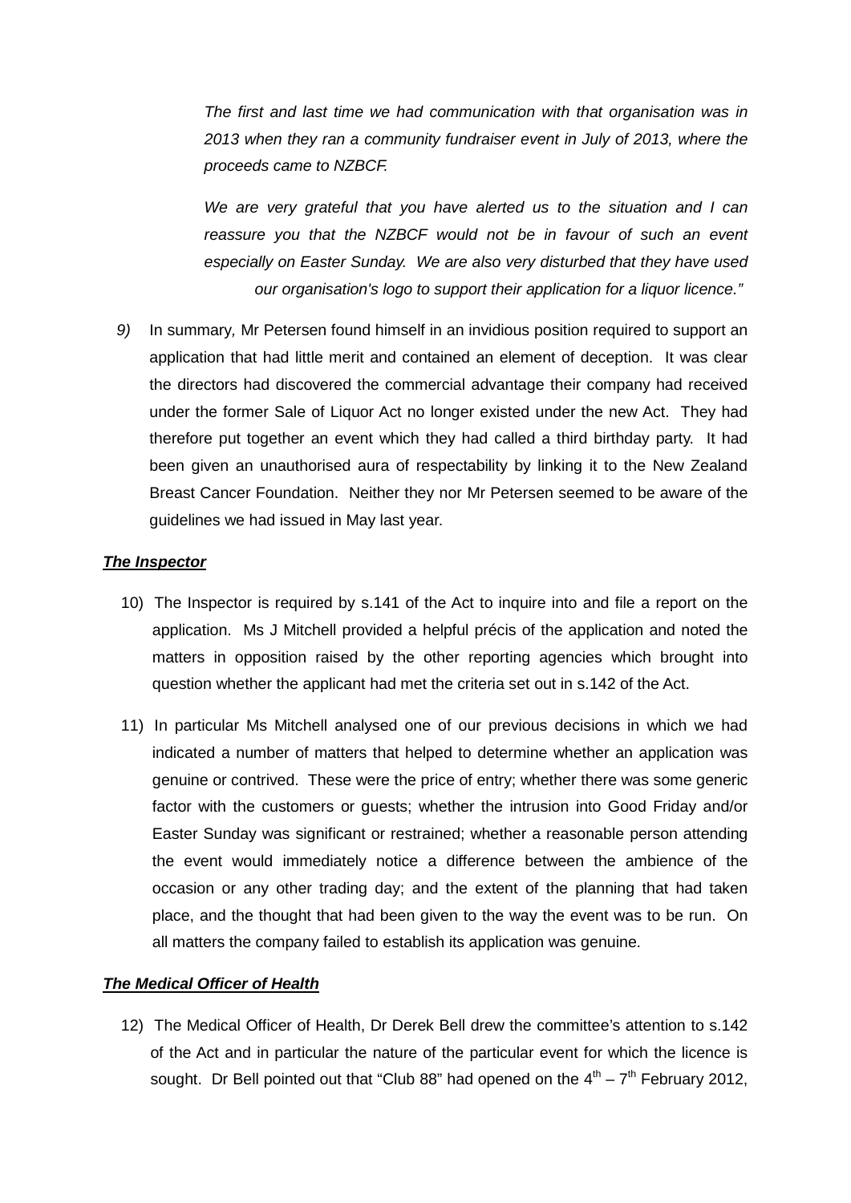*The first and last time we had communication with that organisation was in 2013 when they ran a community fundraiser event in July of 2013, where the proceeds came to NZBCF.*

*We are very grateful that you have alerted us to the situation and I can reassure you that the NZBCF would not be in favour of such an event especially on Easter Sunday. We are also very disturbed that they have used our organisation's logo to support their application for a liquor licence."*

9) In summary, Mr Petersen found himself in an invidious position required to support an application that had little merit and contained an element of deception. It was clear the directors had discovered the commercial advantage their company had received under the former Sale of Liquor Act no longer existed under the new Act. They had therefore put together an event which they had called a third birthday party. It had been given an unauthorised aura of respectability by linking it to the New Zealand Breast Cancer Foundation. Neither they nor Mr Petersen seemed to be aware of the guidelines we had issued in May last year.

***The Inspector***

10) The Inspector is required by s.141 of the Act to inquire into and file a report on the application. Ms J Mitchell provided a helpful précis of the application and noted the matters in opposition raised by the other reporting agencies which brought into question whether the applicant had met the criteria set out in s.142 of the Act.

11) In particular Ms Mitchell analysed one of our previous decisions in which we had indicated a number of matters that helped to determine whether an application was genuine or contrived. These were the price of entry; whether there was some generic factor with the customers or guests; whether the intrusion into Good Friday and/or Easter Sunday was significant or restrained; whether a reasonable person attending the event would immediately notice a difference between the ambience of the occasion or any other trading day; and the extent of the planning that had taken place, and the thought that had been given to the way the event was to be run. On all matters the company failed to establish its application was genuine.

***The Medical Officer of Health***

12) The Medical Officer of Health, Dr Derek Bell drew the committee's attention to s.142 of the Act and in particular the nature of the particular event for which the licence is sought. Dr Bell pointed out that "Club 88" had opened on the 4th – 7th February 2012,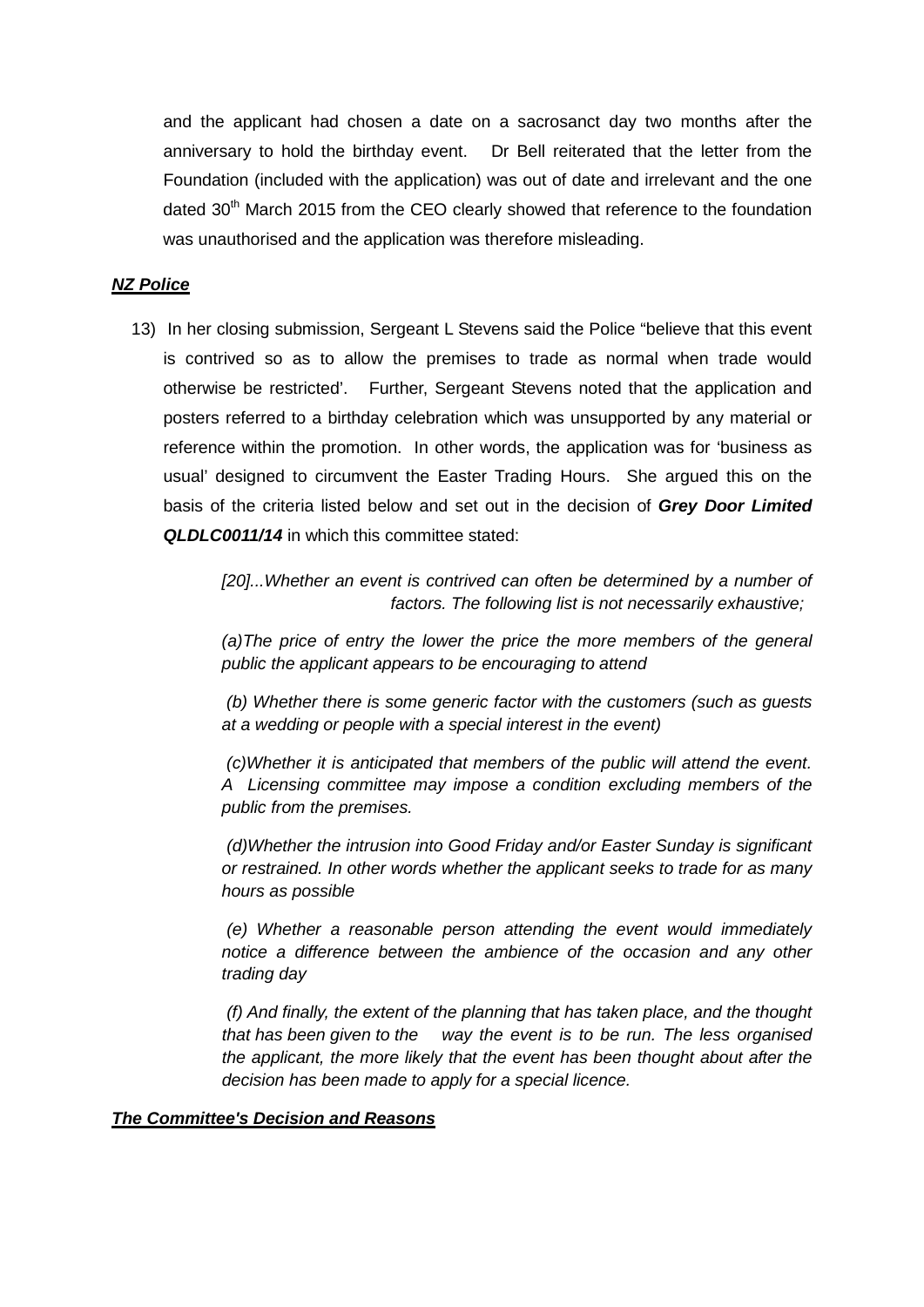and the applicant had chosen a date on a sacrosanct day two months after the anniversary to hold the birthday event. Dr Bell reiterated that the letter from the Foundation (included with the application) was out of date and irrelevant and the one dated 30th March 2015 from the CEO clearly showed that reference to the foundation was unauthorised and the application was therefore misleading.

***NZ Police***

13) In her closing submission, Sergeant L Stevens said the Police "believe that this event is contrived so as to allow the premises to trade as normal when trade would otherwise be restricted'. Further, Sergeant Stevens noted that the application and posters referred to a birthday celebration which was unsupported by any material or reference within the promotion. In other words, the application was for 'business as usual' designed to circumvent the Easter Trading Hours. She argued this on the basis of the criteria listed below and set out in the decision of ***Grey Door Limited QLDLC0011/14*** in which this committee stated:

> *[20]...Whether an event is contrived can often be determined by a number of factors. The following list is not necessarily exhaustive;*
>
> *(a)The price of entry the lower the price the more members of the general public the applicant appears to be encouraging to attend*
>
> *(b) Whether there is some generic factor with the customers (such as guests at a wedding or people with a special interest in the event)*
>
> *(c)Whether it is anticipated that members of the public will attend the event. A Licensing committee may impose a condition excluding members of the public from the premises.*
>
> *(d)Whether the intrusion into Good Friday and/or Easter Sunday is significant or restrained. In other words whether the applicant seeks to trade for as many hours as possible*
>
> *(e) Whether a reasonable person attending the event would immediately notice a difference between the ambience of the occasion and any other trading day*
>
> *(f) And finally, the extent of the planning that has taken place, and the thought that has been given to the way the event is to be run. The less organised the applicant, the more likely that the event has been thought about after the decision has been made to apply for a special licence.*

***The Committee's Decision and Reasons***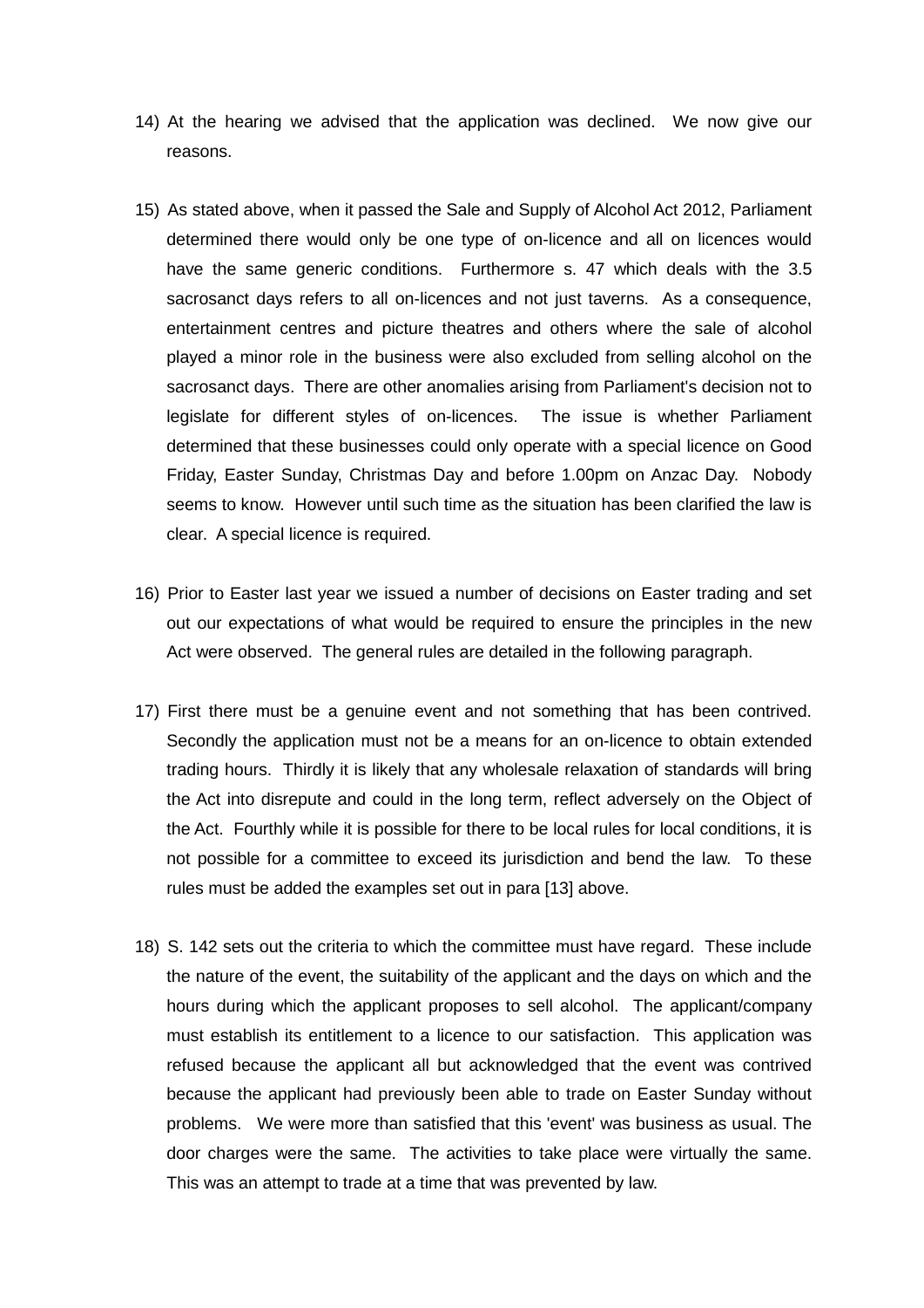14) At the hearing we advised that the application was declined. We now give our reasons.

15) As stated above, when it passed the Sale and Supply of Alcohol Act 2012, Parliament determined there would only be one type of on-licence and all on licences would have the same generic conditions. Furthermore s. 47 which deals with the 3.5 sacrosanct days refers to all on-licences and not just taverns. As a consequence, entertainment centres and picture theatres and others where the sale of alcohol played a minor role in the business were also excluded from selling alcohol on the sacrosanct days. There are other anomalies arising from Parliament's decision not to legislate for different styles of on-licences. The issue is whether Parliament determined that these businesses could only operate with a special licence on Good Friday, Easter Sunday, Christmas Day and before 1.00pm on Anzac Day. Nobody seems to know. However until such time as the situation has been clarified the law is clear. A special licence is required.

16) Prior to Easter last year we issued a number of decisions on Easter trading and set out our expectations of what would be required to ensure the principles in the new Act were observed. The general rules are detailed in the following paragraph.

17) First there must be a genuine event and not something that has been contrived. Secondly the application must not be a means for an on-licence to obtain extended trading hours. Thirdly it is likely that any wholesale relaxation of standards will bring the Act into disrepute and could in the long term, reflect adversely on the Object of the Act. Fourthly while it is possible for there to be local rules for local conditions, it is not possible for a committee to exceed its jurisdiction and bend the law. To these rules must be added the examples set out in para [13] above.

18) S. 142 sets out the criteria to which the committee must have regard. These include the nature of the event, the suitability of the applicant and the days on which and the hours during which the applicant proposes to sell alcohol. The applicant/company must establish its entitlement to a licence to our satisfaction. This application was refused because the applicant all but acknowledged that the event was contrived because the applicant had previously been able to trade on Easter Sunday without problems. We were more than satisfied that this 'event' was business as usual. The door charges were the same. The activities to take place were virtually the same. This was an attempt to trade at a time that was prevented by law.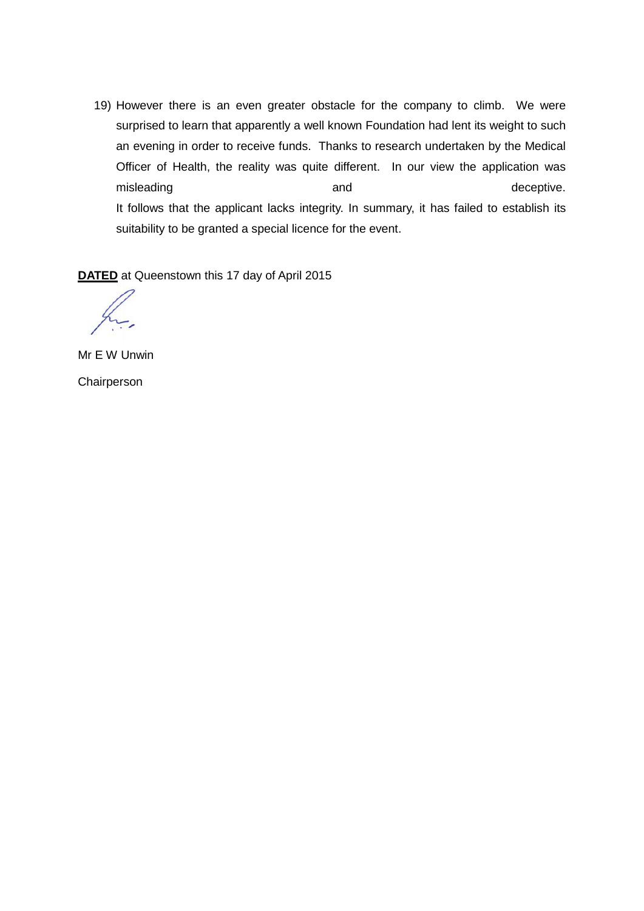19) However there is an even greater obstacle for the company to climb. We were surprised to learn that apparently a well known Foundation had lent its weight to such an evening in order to receive funds. Thanks to research undertaken by the Medical Officer of Health, the reality was quite different. In our view the application was misleading and deceptive.
It follows that the applicant lacks integrity. In summary, it has failed to establish its suitability to be granted a special licence for the event.

**DATED** at Queenstown this 17 day of April 2015

Mr E W Unwin

Chairperson